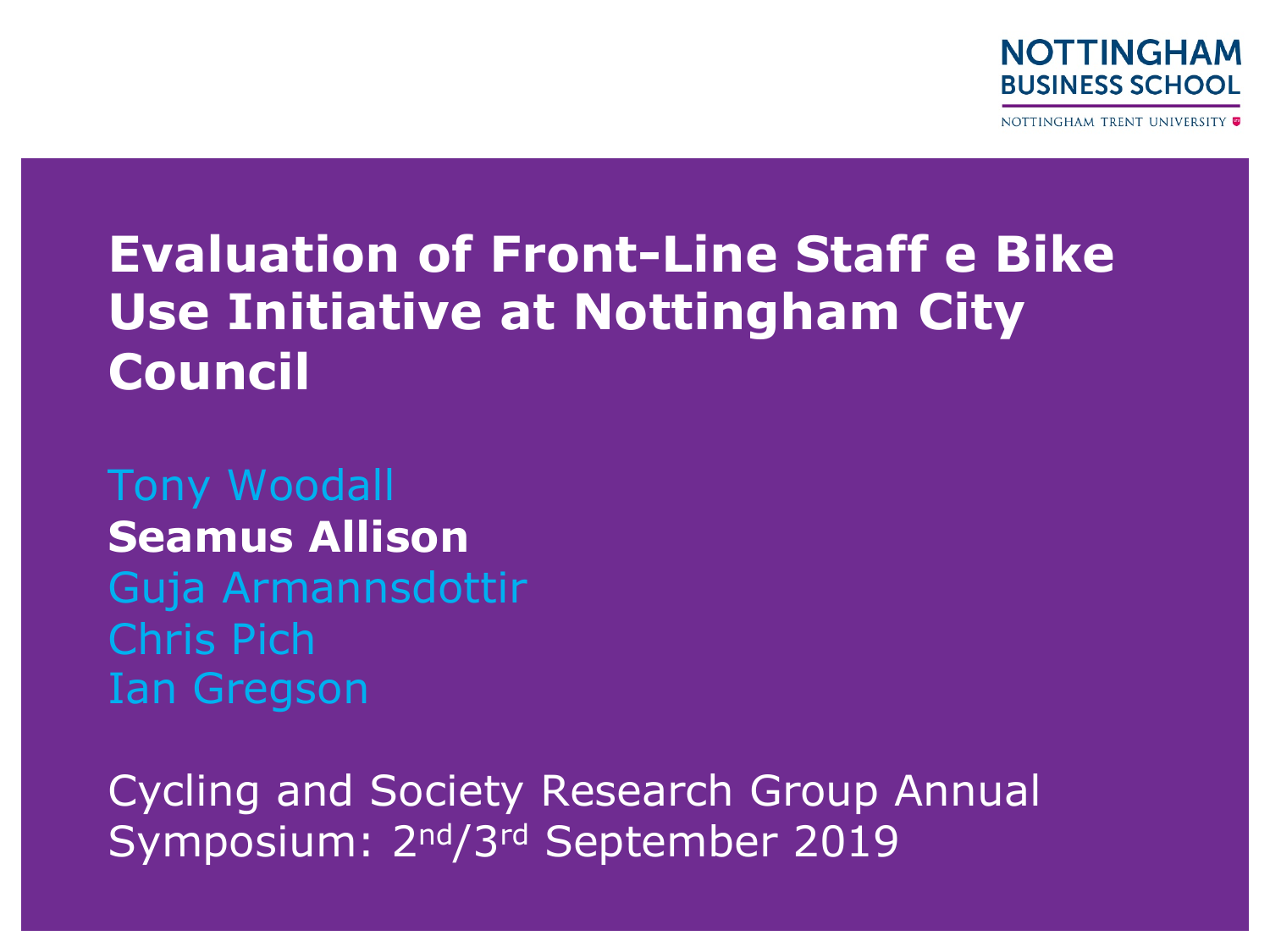NOTTINGHAM BUSINESS SCHOOL

NOTTINGHAM TRENT UNIVERSITY

# Evaluation of Front-Line Staff e Bike Use Initiative at Nottingham City Council

Tony Woodall
**Seamus Allison**
Guja Armannsdottir
Chris Pich
Ian Gregson

Cycling and Society Research Group Annual Symposium: 2nd/3rd September 2019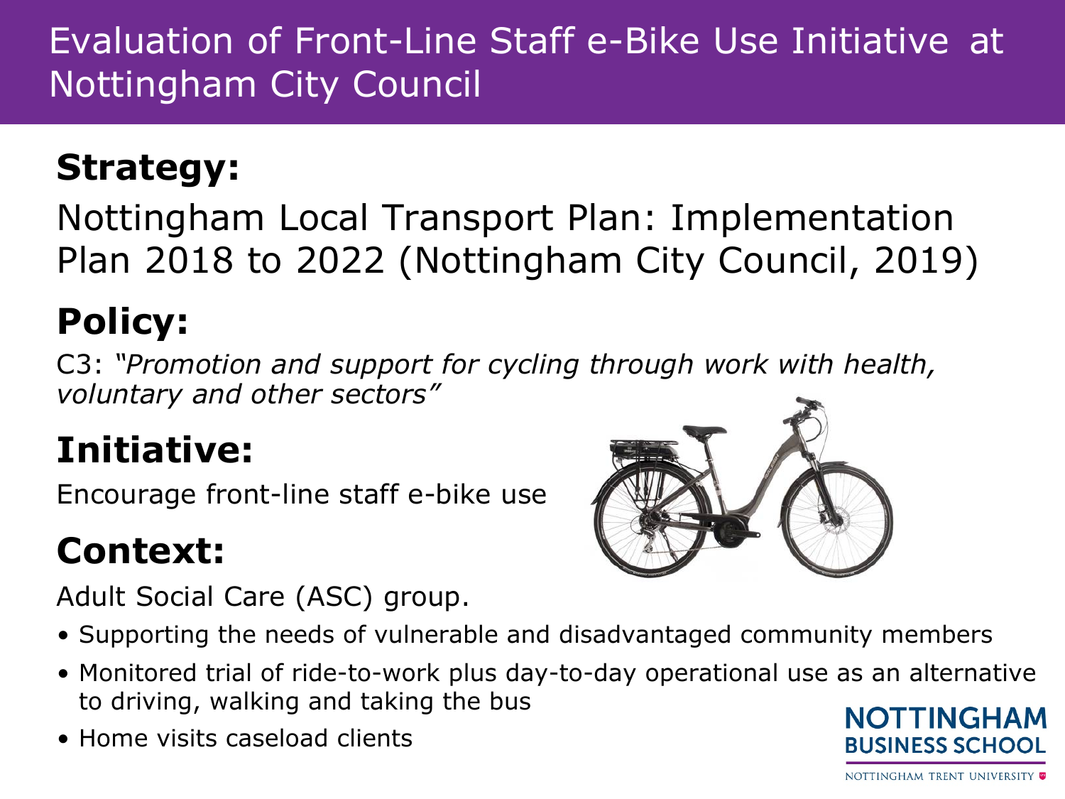# Evaluation of Front-Line Staff e-Bike Use Initiative at Nottingham City Council

## Strategy:

Nottingham Local Transport Plan: Implementation Plan 2018 to 2022 (Nottingham City Council, 2019)

## Policy:

C3: *"Promotion and support for cycling through work with health, voluntary and other sectors"*

## Initiative:

Encourage front-line staff e-bike use

## Context:

Adult Social Care (ASC) group.

- Supporting the needs of vulnerable and disadvantaged community members
- Monitored trial of ride-to-work plus day-to-day operational use as an alternative to driving, walking and taking the bus
- Home visits caseload clients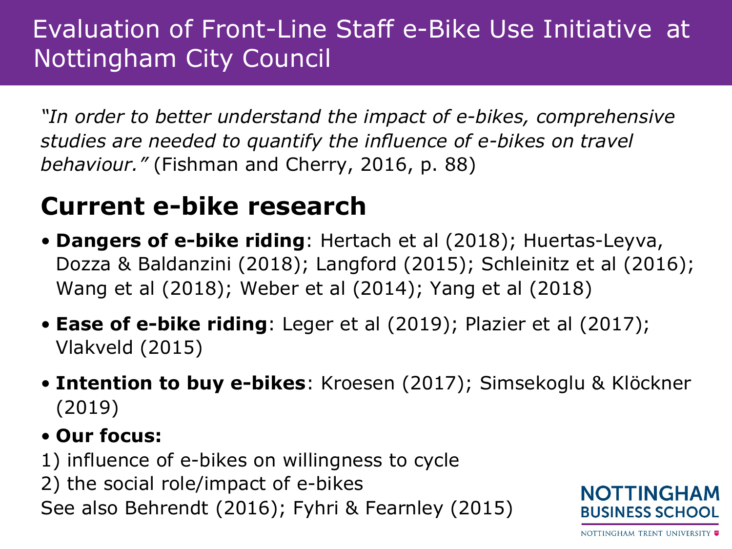# Evaluation of Front-Line Staff e-Bike Use Initiative at Nottingham City Council

*"In order to better understand the impact of e-bikes, comprehensive studies are needed to quantify the influence of e-bikes on travel behaviour."* (Fishman and Cherry, 2016, p. 88)

## Current e-bike research

- **Dangers of e-bike riding**: Hertach et al (2018); Huertas-Leyva, Dozza & Baldanzini (2018); Langford (2015); Schleinitz et al (2016); Wang et al (2018); Weber et al (2014); Yang et al (2018)
- **Ease of e-bike riding**: Leger et al (2019); Plazier et al (2017); Vlakveld (2015)
- **Intention to buy e-bikes**: Kroesen (2017); Simsekoglu & Klöckner (2019)
- **Our focus:**

1) influence of e-bikes on willingness to cycle
2) the social role/impact of e-bikes

See also Behrendt (2016); Fyhri & Fearnley (2015)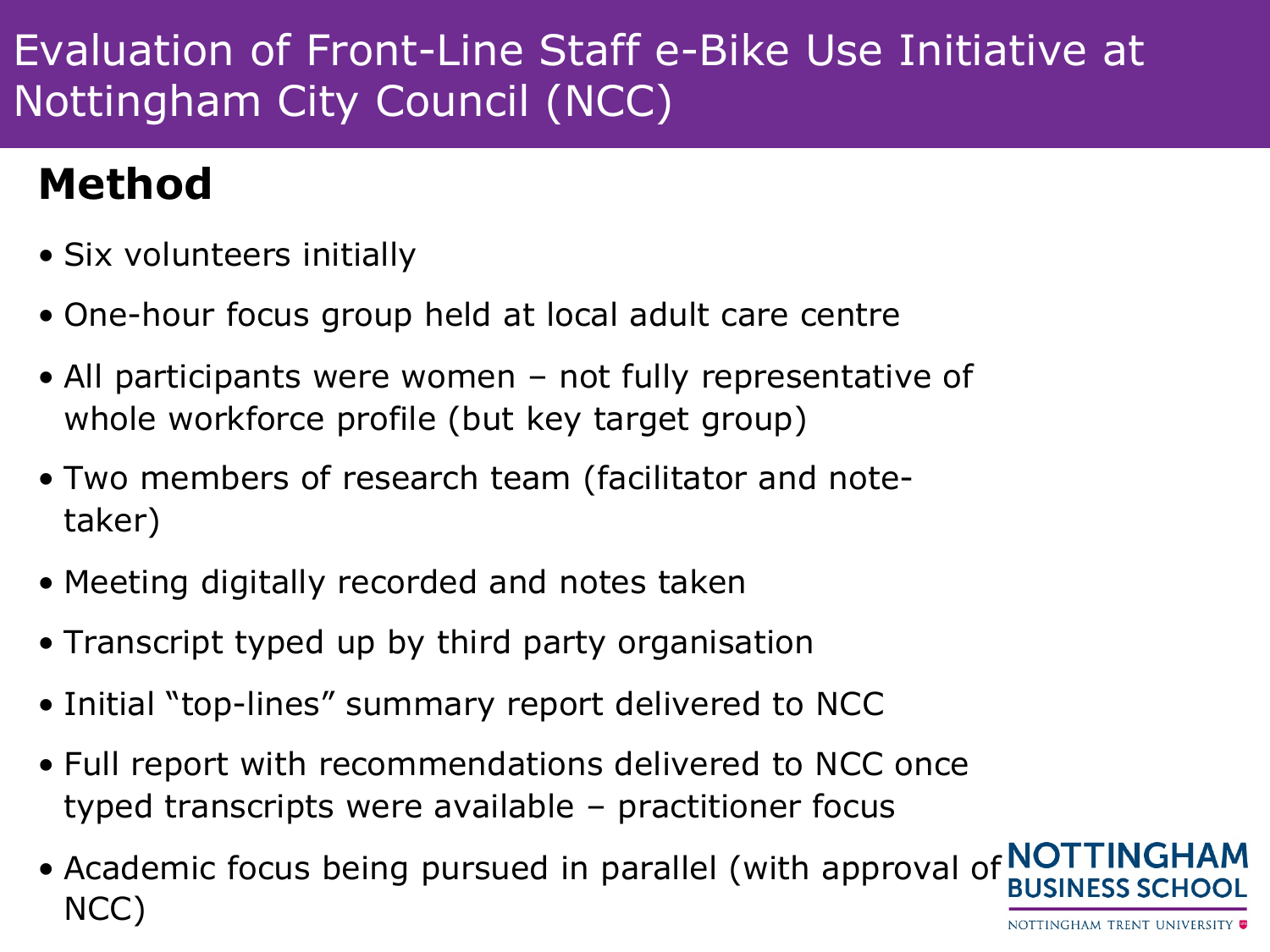# Evaluation of Front-Line Staff e-Bike Use Initiative at Nottingham City Council (NCC)

## Method

- Six volunteers initially
- One-hour focus group held at local adult care centre
- All participants were women – not fully representative of whole workforce profile (but key target group)
- Two members of research team (facilitator and note-taker)
- Meeting digitally recorded and notes taken
- Transcript typed up by third party organisation
- Initial "top-lines" summary report delivered to NCC
- Full report with recommendations delivered to NCC once typed transcripts were available – practitioner focus
- Academic focus being pursued in parallel (with approval of NCC)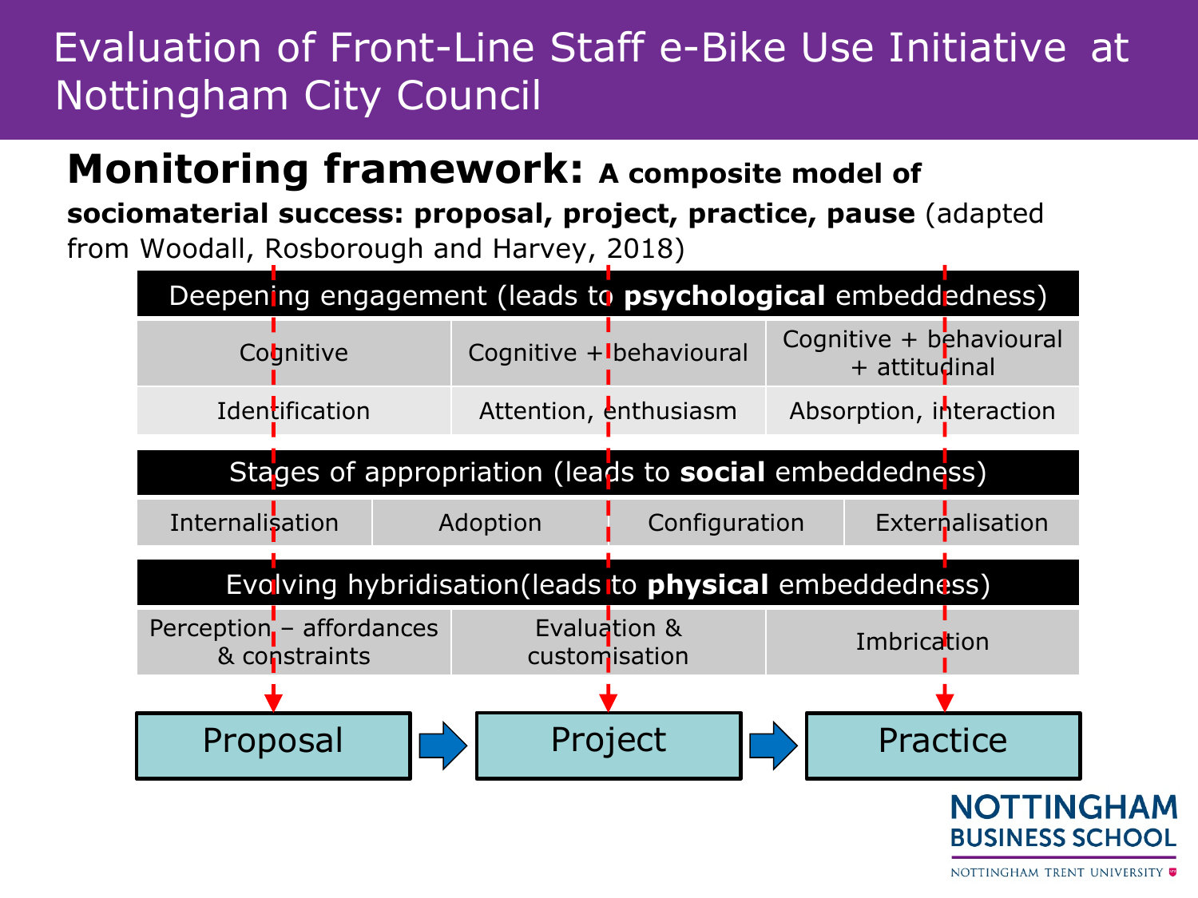# Evaluation of Front-Line Staff e-Bike Use Initiative at Nottingham City Council

## Monitoring framework: A composite model of sociomaterial success: proposal, project, practice, pause

**Monitoring framework: A composite model of sociomaterial success: proposal, project, practice, pause** (adapted from Woodall, Rosborough and Harvey, 2018)

| Deepening engagement (leads to **psychological** embeddedness) | | |
|---|---|---|
| Cognitive | Cognitive + behavioural | Cognitive + behavioural + attitudinal |
| Identification | Attention, enthusiasm | Absorption, interaction |

| Stages of appropriation (leads to **social** embeddedness) | | | |
|---|---|---|---|
| Internalisation | Adoption | Configuration | Externalisation |

| Evolving hybridisation(leads to **physical** embeddedness) | | |
|---|---|---|
| Perception – affordances & constraints | Evaluation & customisation | Imbrication |

Proposal → Project → Practice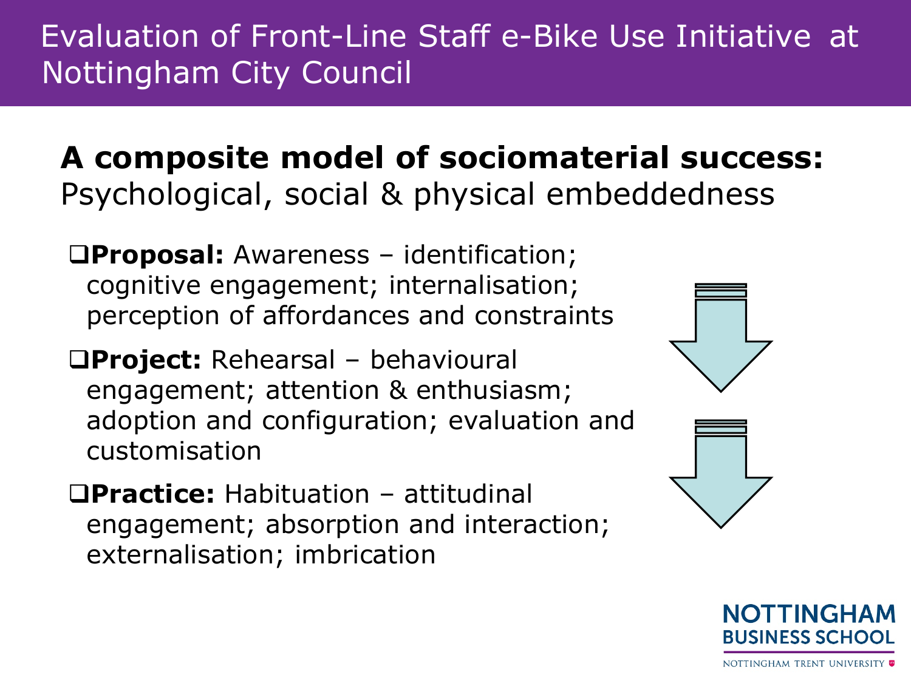# Evaluation of Front-Line Staff e-Bike Use Initiative at Nottingham City Council

## **A composite model of sociomaterial success:** Psychological, social & physical embeddedness

- **Proposal:** Awareness – identification; cognitive engagement; internalisation; perception of affordances and constraints
- **Project:** Rehearsal – behavioural engagement; attention & enthusiasm; adoption and configuration; evaluation and customisation
- **Practice:** Habituation – attitudinal engagement; absorption and interaction; externalisation; imbrication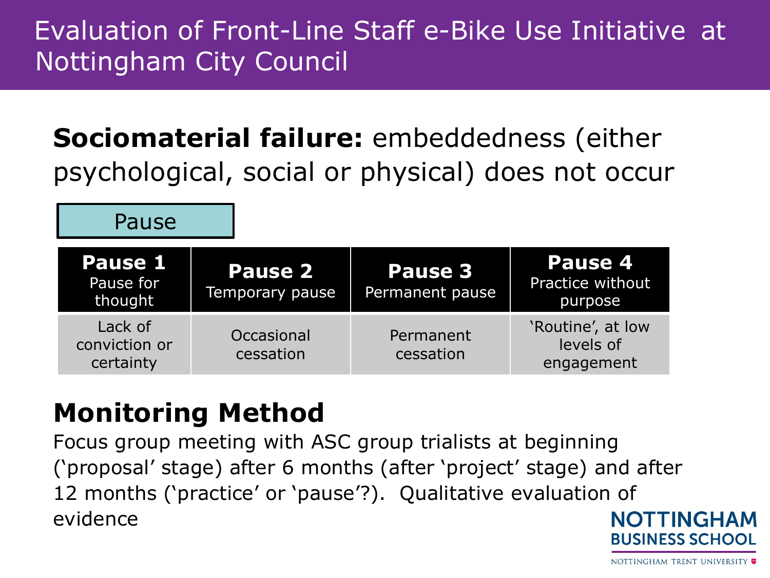# Evaluation of Front-Line Staff e-Bike Use Initiative at Nottingham City Council

**Sociomaterial failure:** embeddedness (either psychological, social or physical) does not occur

Pause

| **Pause 1** Pause for thought | **Pause 2** Temporary pause | **Pause 3** Permanent pause | **Pause 4** Practice without purpose |
|---|---|---|---|
| Lack of conviction or certainty | Occasional cessation | Permanent cessation | 'Routine', at low levels of engagement |

## Monitoring Method

Focus group meeting with ASC group trialists at beginning ('proposal' stage) after 6 months (after 'project' stage) and after 12 months ('practice' or 'pause'?). Qualitative evaluation of evidence

NOTTINGHAM BUSINESS SCHOOL
NOTTINGHAM TRENT UNIVERSITY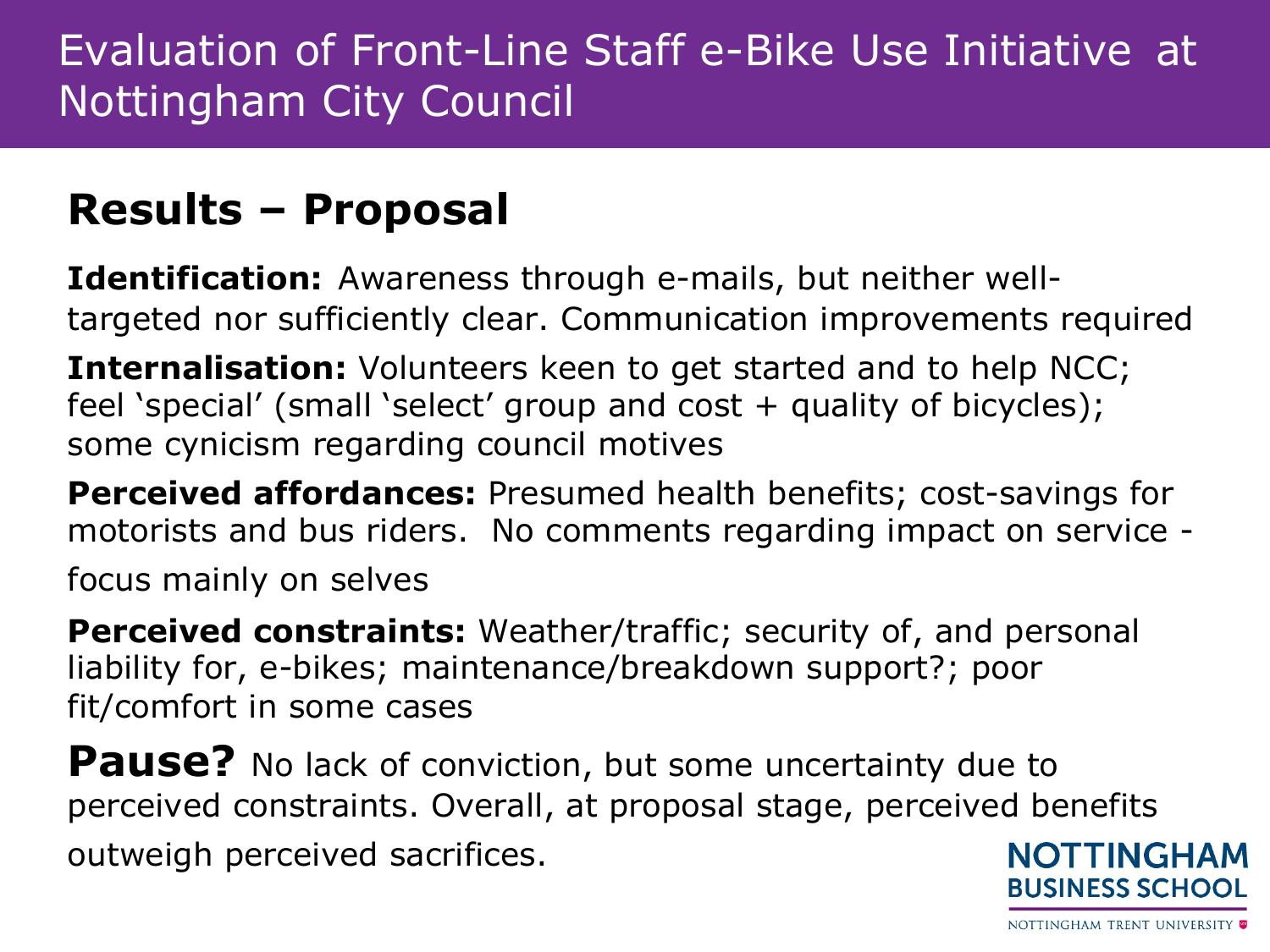# Evaluation of Front-Line Staff e-Bike Use Initiative at Nottingham City Council

## Results – Proposal

**Identification:** Awareness through e-mails, but neither well-targeted nor sufficiently clear. Communication improvements required

**Internalisation:** Volunteers keen to get started and to help NCC; feel 'special' (small 'select' group and cost + quality of bicycles); some cynicism regarding council motives

**Perceived affordances:** Presumed health benefits; cost-savings for motorists and bus riders. No comments regarding impact on service - focus mainly on selves

**Perceived constraints:** Weather/traffic; security of, and personal liability for, e-bikes; maintenance/breakdown support?; poor fit/comfort in some cases

**Pause?** No lack of conviction, but some uncertainty due to perceived constraints. Overall, at proposal stage, perceived benefits outweigh perceived sacrifices.

NOTTINGHAM BUSINESS SCHOOL

NOTTINGHAM TRENT UNIVERSITY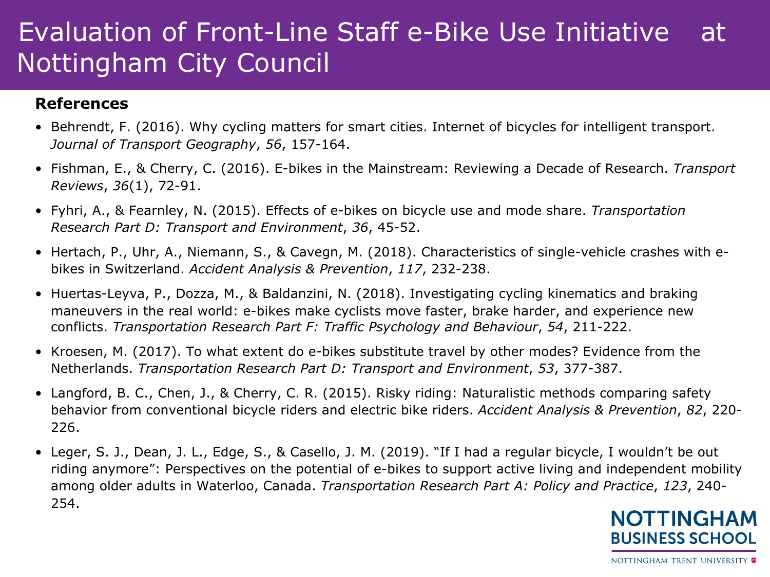# Evaluation of Front-Line Staff e-Bike Use Initiative at Nottingham City Council

**References**

- Behrendt, F. (2016). Why cycling matters for smart cities. Internet of bicycles for intelligent transport. *Journal of Transport Geography*, *56*, 157-164.
- Fishman, E., & Cherry, C. (2016). E-bikes in the Mainstream: Reviewing a Decade of Research. *Transport Reviews*, *36*(1), 72-91.
- Fyhri, A., & Fearnley, N. (2015). Effects of e-bikes on bicycle use and mode share. *Transportation Research Part D: Transport and Environment*, *36*, 45-52.
- Hertach, P., Uhr, A., Niemann, S., & Cavegn, M. (2018). Characteristics of single-vehicle crashes with e-bikes in Switzerland. *Accident Analysis & Prevention*, *117*, 232-238.
- Huertas-Leyva, P., Dozza, M., & Baldanzini, N. (2018). Investigating cycling kinematics and braking maneuvers in the real world: e-bikes make cyclists move faster, brake harder, and experience new conflicts. *Transportation Research Part F: Traffic Psychology and Behaviour*, *54*, 211-222.
- Kroesen, M. (2017). To what extent do e-bikes substitute travel by other modes? Evidence from the Netherlands. *Transportation Research Part D: Transport and Environment*, *53*, 377-387.
- Langford, B. C., Chen, J., & Cherry, C. R. (2015). Risky riding: Naturalistic methods comparing safety behavior from conventional bicycle riders and electric bike riders. *Accident Analysis & Prevention*, *82*, 220-226.
- Leger, S. J., Dean, J. L., Edge, S., & Casello, J. M. (2019). "If I had a regular bicycle, I wouldn't be out riding anymore": Perspectives on the potential of e-bikes to support active living and independent mobility among older adults in Waterloo, Canada. *Transportation Research Part A: Policy and Practice*, *123*, 240-254.

NOTTINGHAM BUSINESS SCHOOL

NOTTINGHAM TRENT UNIVERSITY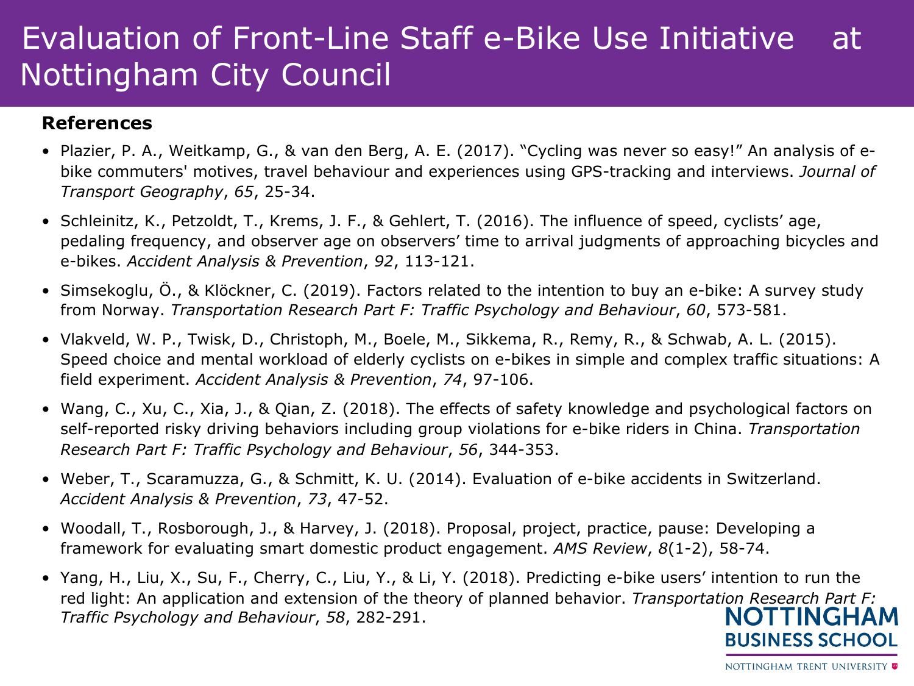# Evaluation of Front-Line Staff e-Bike Use Initiative at Nottingham City Council

**References**

- Plazier, P. A., Weitkamp, G., & van den Berg, A. E. (2017). "Cycling was never so easy!" An analysis of e-bike commuters' motives, travel behaviour and experiences using GPS-tracking and interviews. *Journal of Transport Geography*, *65*, 25-34.
- Schleinitz, K., Petzoldt, T., Krems, J. F., & Gehlert, T. (2016). The influence of speed, cyclists' age, pedaling frequency, and observer age on observers' time to arrival judgments of approaching bicycles and e-bikes. *Accident Analysis & Prevention*, *92*, 113-121.
- Simsekoglu, Ö., & Klöckner, C. (2019). Factors related to the intention to buy an e-bike: A survey study from Norway. *Transportation Research Part F: Traffic Psychology and Behaviour*, *60*, 573-581.
- Vlakveld, W. P., Twisk, D., Christoph, M., Boele, M., Sikkema, R., Remy, R., & Schwab, A. L. (2015). Speed choice and mental workload of elderly cyclists on e-bikes in simple and complex traffic situations: A field experiment. *Accident Analysis & Prevention*, *74*, 97-106.
- Wang, C., Xu, C., Xia, J., & Qian, Z. (2018). The effects of safety knowledge and psychological factors on self-reported risky driving behaviors including group violations for e-bike riders in China. *Transportation Research Part F: Traffic Psychology and Behaviour*, *56*, 344-353.
- Weber, T., Scaramuzza, G., & Schmitt, K. U. (2014). Evaluation of e-bike accidents in Switzerland. *Accident Analysis & Prevention*, *73*, 47-52.
- Woodall, T., Rosborough, J., & Harvey, J. (2018). Proposal, project, practice, pause: Developing a framework for evaluating smart domestic product engagement. *AMS Review*, *8*(1-2), 58-74.
- Yang, H., Liu, X., Su, F., Cherry, C., Liu, Y., & Li, Y. (2018). Predicting e-bike users' intention to run the red light: An application and extension of the theory of planned behavior. *Transportation Research Part F: Traffic Psychology and Behaviour*, *58*, 282-291.

NOTTINGHAM BUSINESS SCHOOL

NOTTINGHAM TRENT UNIVERSITY